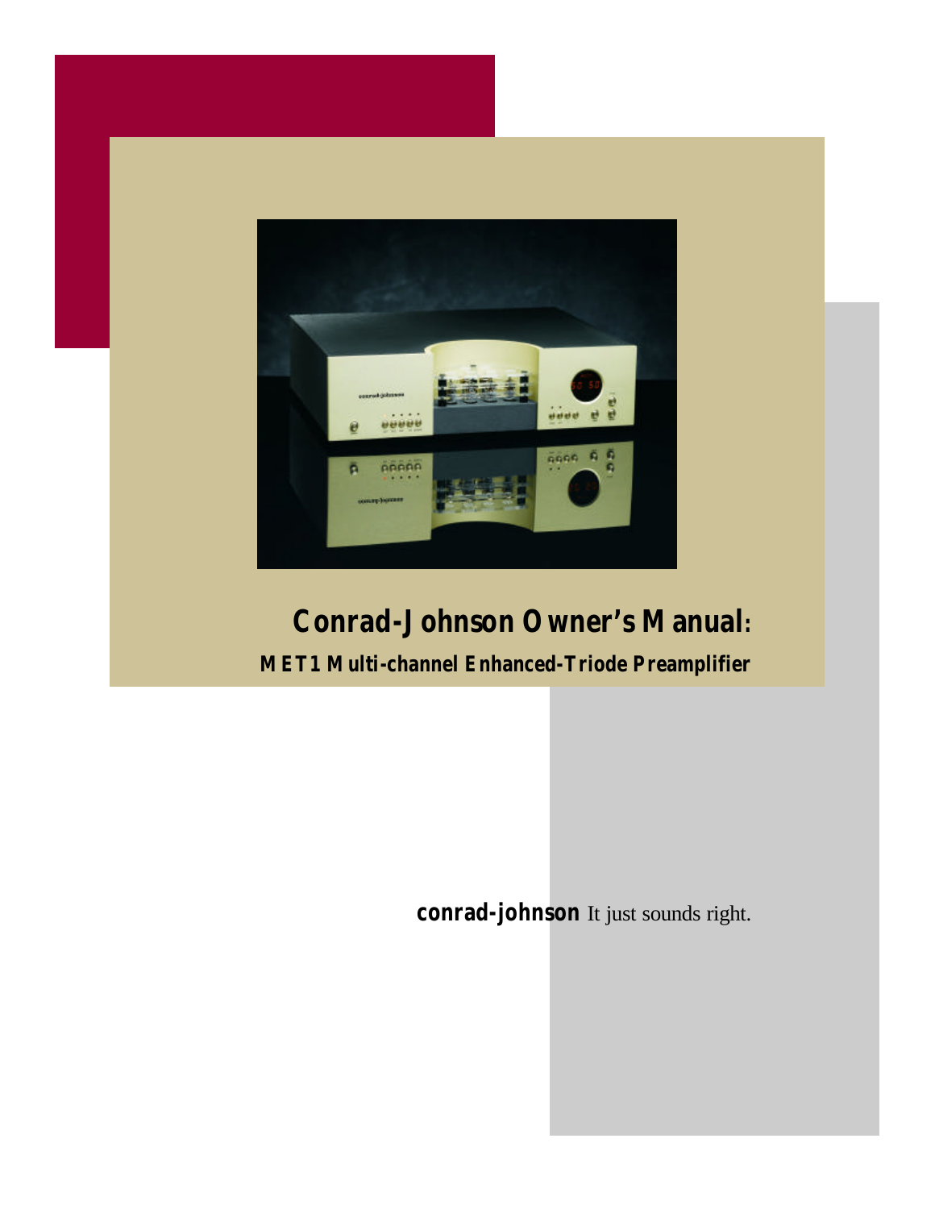# Conrad-Johnson Owner's Manual:

## MET1 Multi-channel Enhanced-Triode Preamplifier

**conrad-johnson** It just sounds right.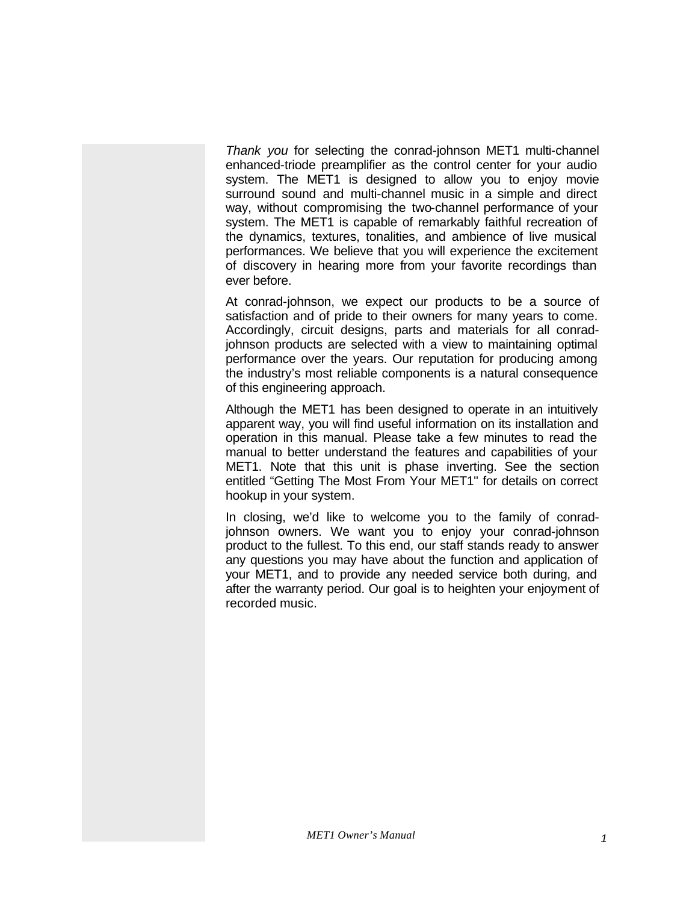*Thank you* for selecting the conrad-johnson MET1 multi-channel enhanced-triode preamplifier as the control center for your audio system. The MET1 is designed to allow you to enjoy movie surround sound and multi-channel music in a simple and direct way, without compromising the two-channel performance of your system. The MET1 is capable of remarkably faithful recreation of the dynamics, textures, tonalities, and ambience of live musical performances. We believe that you will experience the excitement of discovery in hearing more from your favorite recordings than ever before.

At conrad-johnson, we expect our products to be a source of satisfaction and of pride to their owners for many years to come. Accordingly, circuit designs, parts and materials for all conrad-johnson products are selected with a view to maintaining optimal performance over the years. Our reputation for producing among the industry's most reliable components is a natural consequence of this engineering approach.

Although the MET1 has been designed to operate in an intuitively apparent way, you will find useful information on its installation and operation in this manual. Please take a few minutes to read the manual to better understand the features and capabilities of your MET1. Note that this unit is phase inverting. See the section entitled "Getting The Most From Your MET1" for details on correct hookup in your system.

In closing, we'd like to welcome you to the family of conrad-johnson owners. We want you to enjoy your conrad-johnson product to the fullest. To this end, our staff stands ready to answer any questions you may have about the function and application of your MET1, and to provide any needed service both during, and after the warranty period. Our goal is to heighten your enjoyment of recorded music.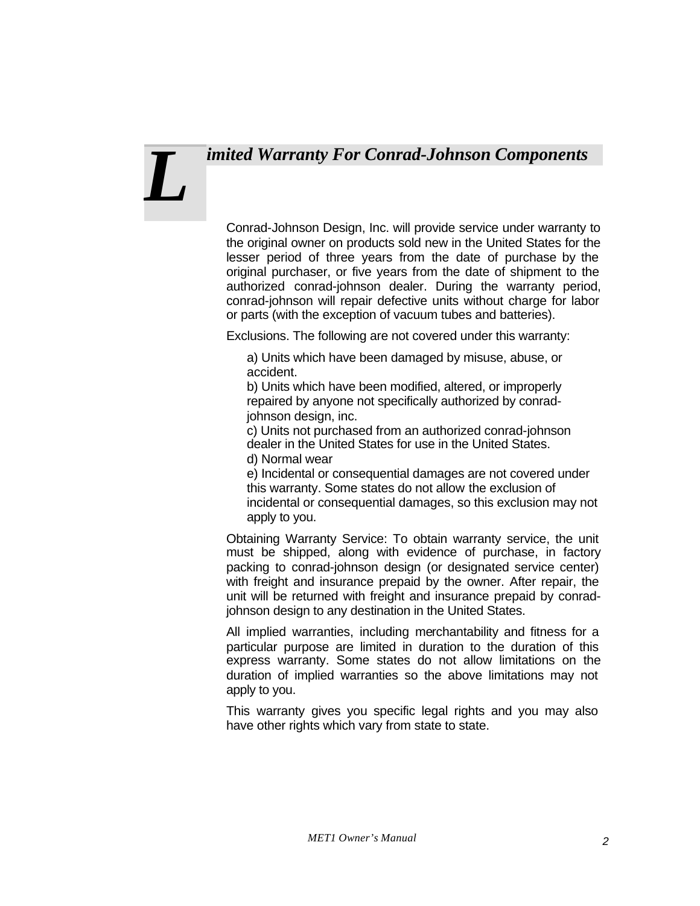# Limited Warranty For Conrad-Johnson Components

Conrad-Johnson Design, Inc. will provide service under warranty to the original owner on products sold new in the United States for the lesser period of three years from the date of purchase by the original purchaser, or five years from the date of shipment to the authorized conrad-johnson dealer. During the warranty period, conrad-johnson will repair defective units without charge for labor or parts (with the exception of vacuum tubes and batteries).

Exclusions. The following are not covered under this warranty:

a) Units which have been damaged by misuse, abuse, or accident.
b) Units which have been modified, altered, or improperly repaired by anyone not specifically authorized by conrad-johnson design, inc.
c) Units not purchased from an authorized conrad-johnson dealer in the United States for use in the United States.
d) Normal wear
e) Incidental or consequential damages are not covered under this warranty. Some states do not allow the exclusion of incidental or consequential damages, so this exclusion may not apply to you.

Obtaining Warranty Service: To obtain warranty service, the unit must be shipped, along with evidence of purchase, in factory packing to conrad-johnson design (or designated service center) with freight and insurance prepaid by the owner. After repair, the unit will be returned with freight and insurance prepaid by conrad-johnson design to any destination in the United States.

All implied warranties, including merchantability and fitness for a particular purpose are limited in duration to the duration of this express warranty. Some states do not allow limitations on the duration of implied warranties so the above limitations may not apply to you.

This warranty gives you specific legal rights and you may also have other rights which vary from state to state.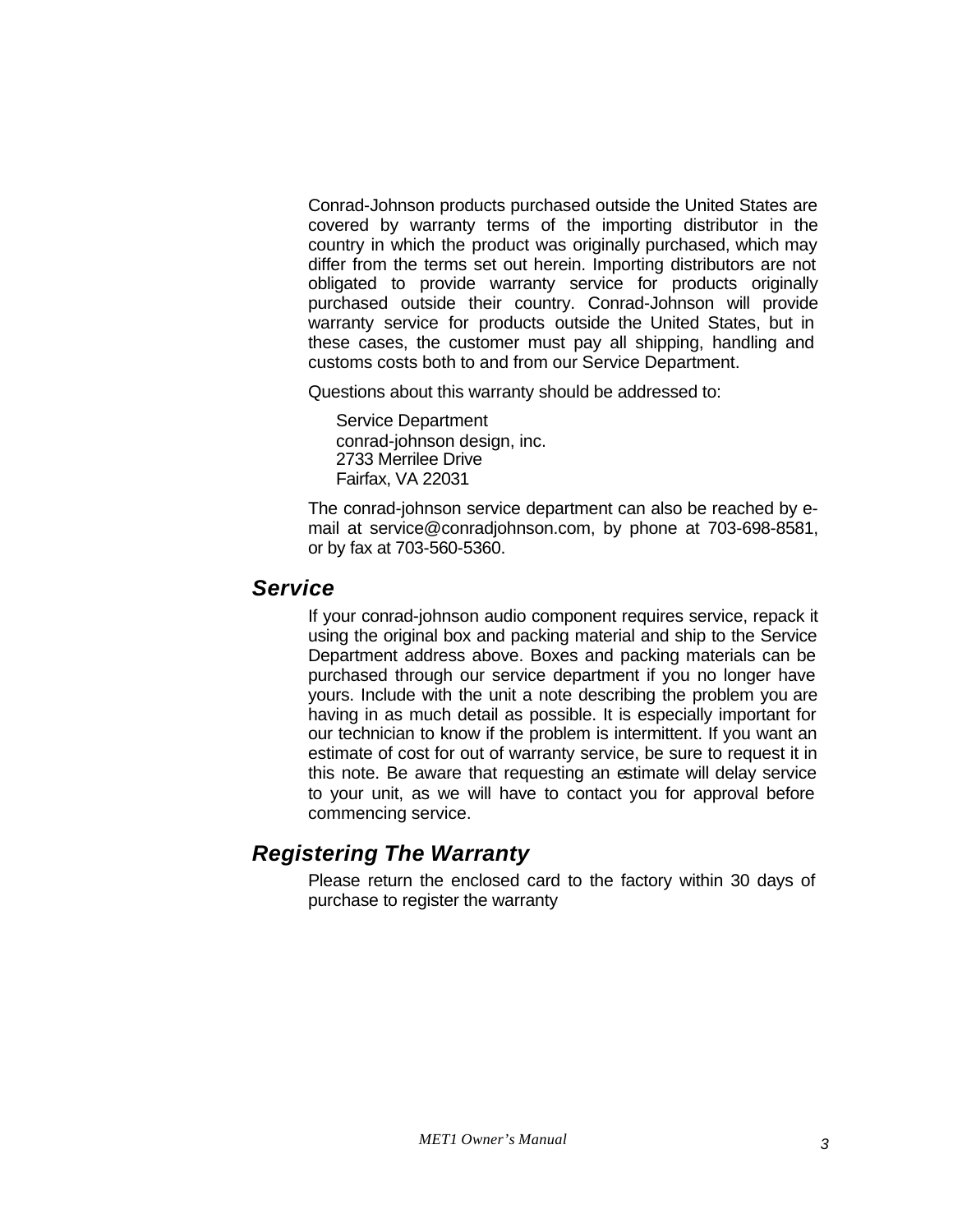Conrad-Johnson products purchased outside the United States are covered by warranty terms of the importing distributor in the country in which the product was originally purchased, which may differ from the terms set out herein. Importing distributors are not obligated to provide warranty service for products originally purchased outside their country. Conrad-Johnson will provide warranty service for products outside the United States, but in these cases, the customer must pay all shipping, handling and customs costs both to and from our Service Department.

Questions about this warranty should be addressed to:

Service Department
conrad-johnson design, inc.
2733 Merrilee Drive
Fairfax, VA 22031

The conrad-johnson service department can also be reached by e-mail at service@conradjohnson.com, by phone at 703-698-8581, or by fax at 703-560-5360.

## *Service*

If your conrad-johnson audio component requires service, repack it using the original box and packing material and ship to the Service Department address above. Boxes and packing materials can be purchased through our service department if you no longer have yours. Include with the unit a note describing the problem you are having in as much detail as possible. It is especially important for our technician to know if the problem is intermittent. If you want an estimate of cost for out of warranty service, be sure to request it in this note. Be aware that requesting an estimate will delay service to your unit, as we will have to contact you for approval before commencing service.

## *Registering The Warranty*

Please return the enclosed card to the factory within 30 days of purchase to register the warranty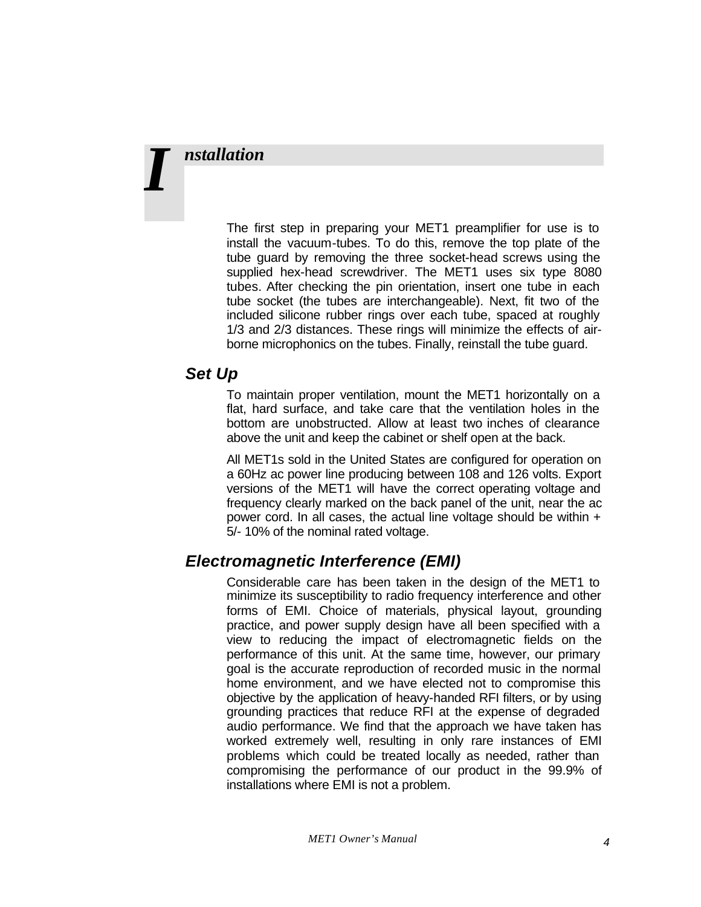# Installation

The first step in preparing your MET1 preamplifier for use is to install the vacuum-tubes. To do this, remove the top plate of the tube guard by removing the three socket-head screws using the supplied hex-head screwdriver. The MET1 uses six type 8080 tubes. After checking the pin orientation, insert one tube in each tube socket (the tubes are interchangeable). Next, fit two of the included silicone rubber rings over each tube, spaced at roughly 1/3 and 2/3 distances. These rings will minimize the effects of air-borne microphonics on the tubes. Finally, reinstall the tube guard.

## Set Up

To maintain proper ventilation, mount the MET1 horizontally on a flat, hard surface, and take care that the ventilation holes in the bottom are unobstructed. Allow at least two inches of clearance above the unit and keep the cabinet or shelf open at the back.

All MET1s sold in the United States are configured for operation on a 60Hz ac power line producing between 108 and 126 volts. Export versions of the MET1 will have the correct operating voltage and frequency clearly marked on the back panel of the unit, near the ac power cord. In all cases, the actual line voltage should be within +5/- 10% of the nominal rated voltage.

## Electromagnetic Interference (EMI)

Considerable care has been taken in the design of the MET1 to minimize its susceptibility to radio frequency interference and other forms of EMI. Choice of materials, physical layout, grounding practice, and power supply design have all been specified with a view to reducing the impact of electromagnetic fields on the performance of this unit. At the same time, however, our primary goal is the accurate reproduction of recorded music in the normal home environment, and we have elected not to compromise this objective by the application of heavy-handed RFI filters, or by using grounding practices that reduce RFI at the expense of degraded audio performance. We find that the approach we have taken has worked extremely well, resulting in only rare instances of EMI problems which could be treated locally as needed, rather than compromising the performance of our product in the 99.9% of installations where EMI is not a problem.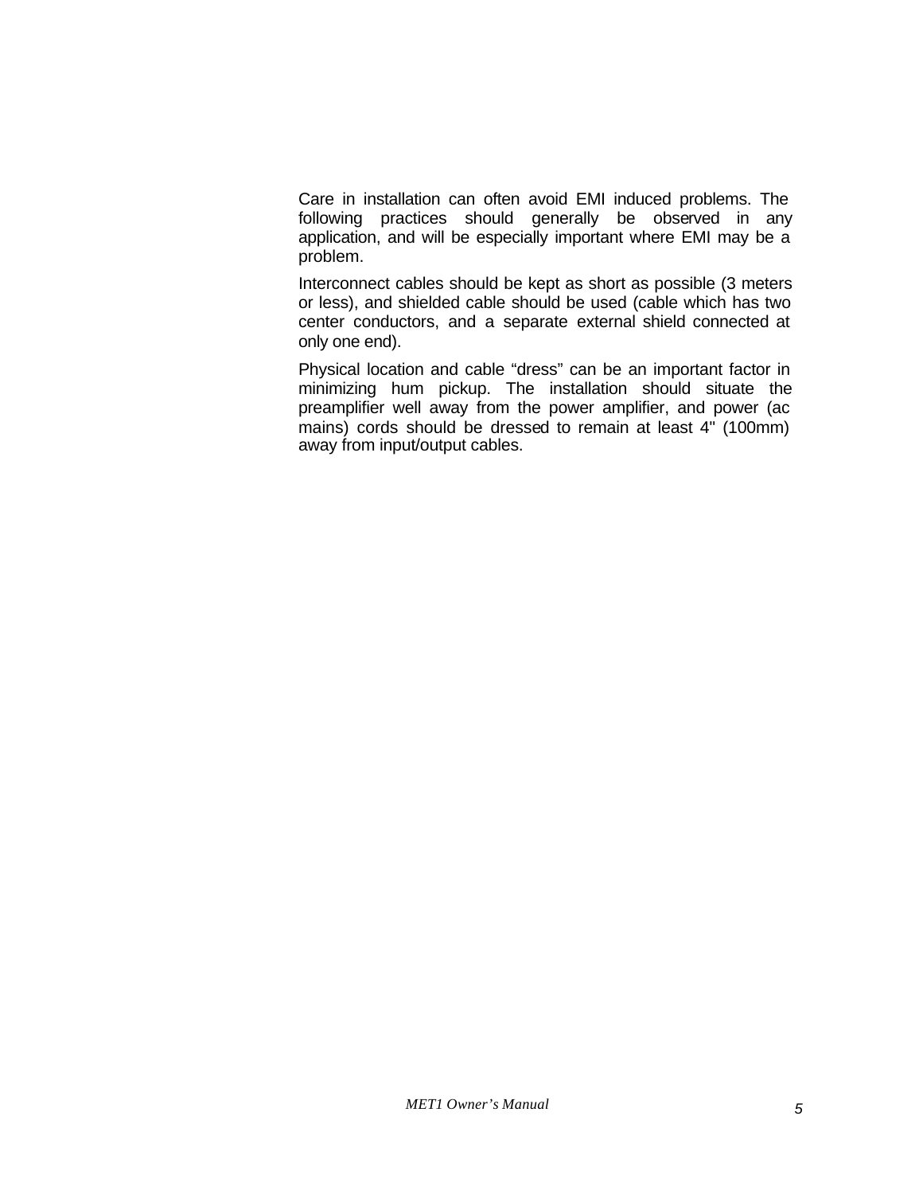Care in installation can often avoid EMI induced problems. The following practices should generally be observed in any application, and will be especially important where EMI may be a problem.

Interconnect cables should be kept as short as possible (3 meters or less), and shielded cable should be used (cable which has two center conductors, and a separate external shield connected at only one end).

Physical location and cable "dress" can be an important factor in minimizing hum pickup. The installation should situate the preamplifier well away from the power amplifier, and power (ac mains) cords should be dressed to remain at least 4" (100mm) away from input/output cables.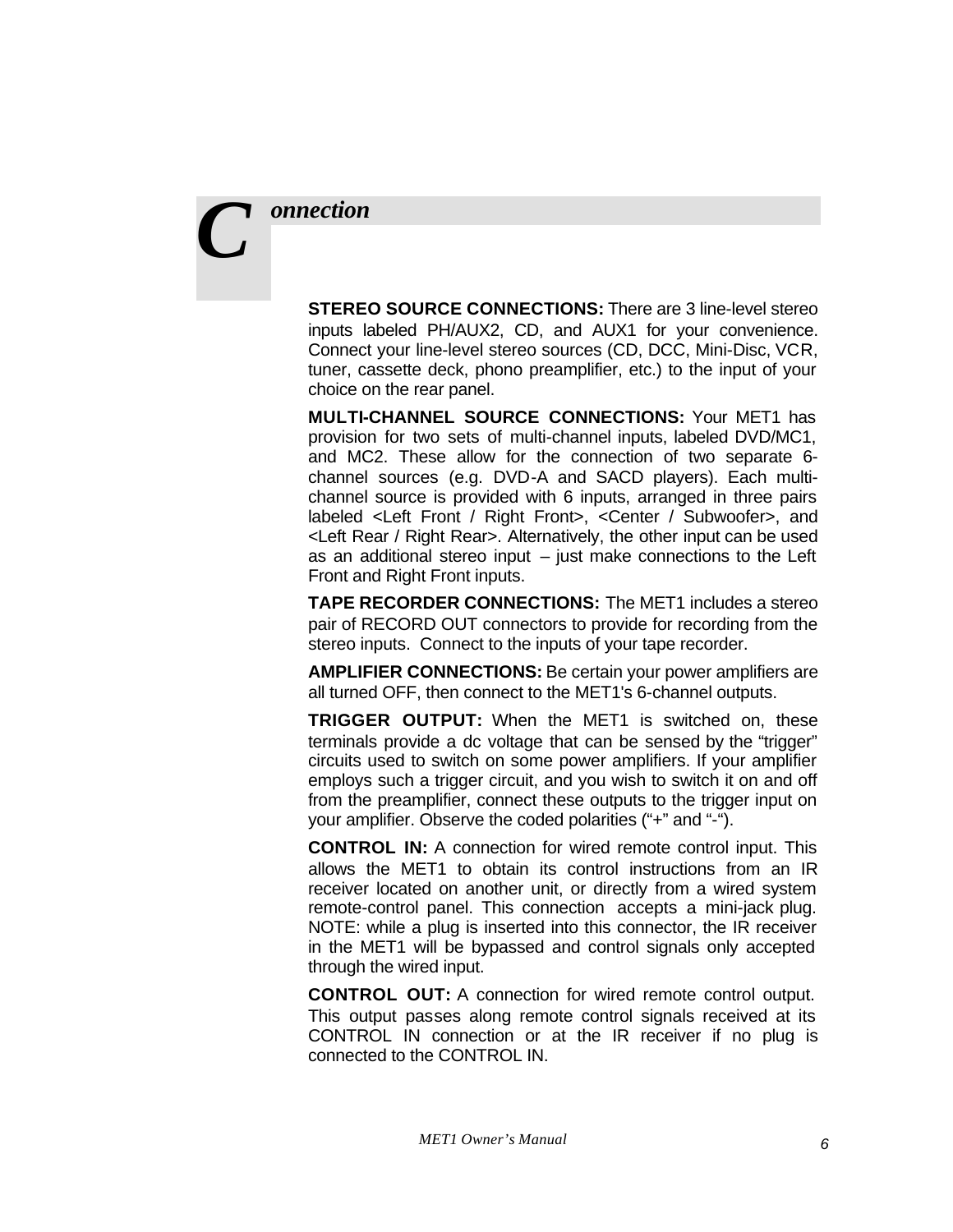# Connection

**STEREO SOURCE CONNECTIONS:** There are 3 line-level stereo inputs labeled PH/AUX2, CD, and AUX1 for your convenience. Connect your line-level stereo sources (CD, DCC, Mini-Disc, VCR, tuner, cassette deck, phono preamplifier, etc.) to the input of your choice on the rear panel.

**MULTI-CHANNEL SOURCE CONNECTIONS:** Your MET1 has provision for two sets of multi-channel inputs, labeled DVD/MC1, and MC2. These allow for the connection of two separate 6-channel sources (e.g. DVD-A and SACD players). Each multi-channel source is provided with 6 inputs, arranged in three pairs labeled <Left Front / Right Front>, <Center / Subwoofer>, and <Left Rear / Right Rear>. Alternatively, the other input can be used as an additional stereo input – just make connections to the Left Front and Right Front inputs.

**TAPE RECORDER CONNECTIONS:** The MET1 includes a stereo pair of RECORD OUT connectors to provide for recording from the stereo inputs. Connect to the inputs of your tape recorder.

**AMPLIFIER CONNECTIONS:** Be certain your power amplifiers are all turned OFF, then connect to the MET1's 6-channel outputs.

**TRIGGER OUTPUT:** When the MET1 is switched on, these terminals provide a dc voltage that can be sensed by the "trigger" circuits used to switch on some power amplifiers. If your amplifier employs such a trigger circuit, and you wish to switch it on and off from the preamplifier, connect these outputs to the trigger input on your amplifier. Observe the coded polarities ("+" and "-").

**CONTROL IN:** A connection for wired remote control input. This allows the MET1 to obtain its control instructions from an IR receiver located on another unit, or directly from a wired system remote-control panel. This connection accepts a mini-jack plug. NOTE: while a plug is inserted into this connector, the IR receiver in the MET1 will be bypassed and control signals only accepted through the wired input.

**CONTROL OUT:** A connection for wired remote control output. This output passes along remote control signals received at its CONTROL IN connection or at the IR receiver if no plug is connected to the CONTROL IN.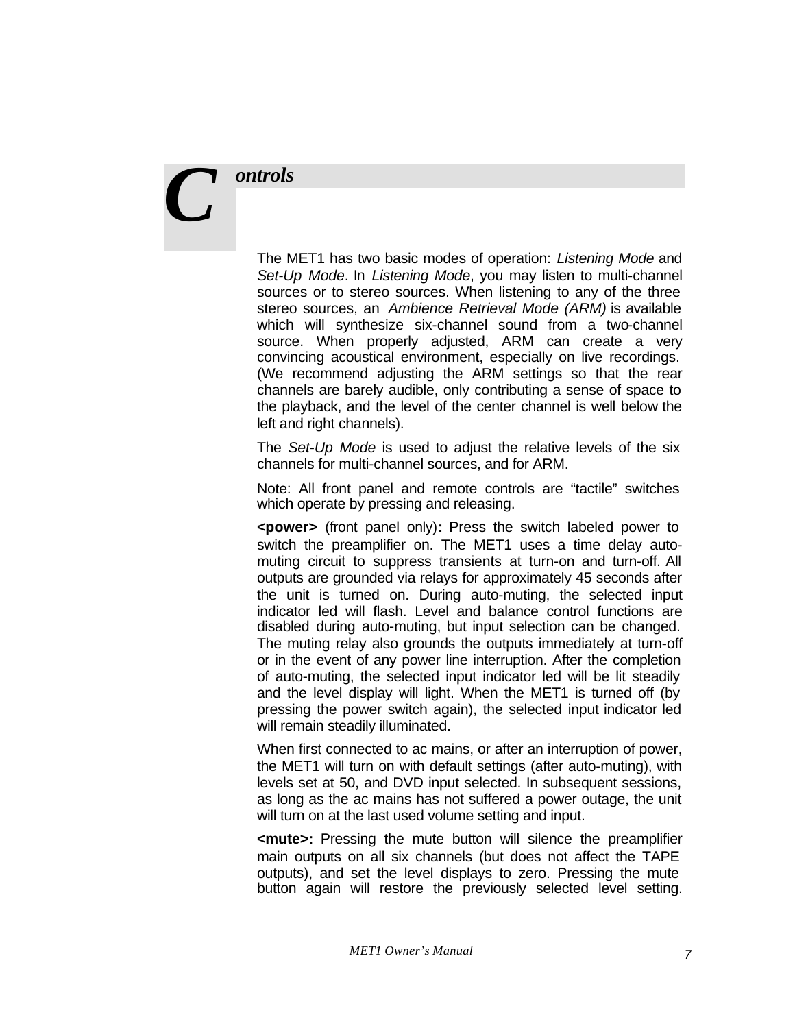# Controls

The MET1 has two basic modes of operation: *Listening Mode* and *Set-Up Mode*. In *Listening Mode*, you may listen to multi-channel sources or to stereo sources. When listening to any of the three stereo sources, an *Ambience Retrieval Mode (ARM)* is available which will synthesize six-channel sound from a two-channel source. When properly adjusted, ARM can create a very convincing acoustical environment, especially on live recordings. (We recommend adjusting the ARM settings so that the rear channels are barely audible, only contributing a sense of space to the playback, and the level of the center channel is well below the left and right channels).

The *Set-Up Mode* is used to adjust the relative levels of the six channels for multi-channel sources, and for ARM.

Note: All front panel and remote controls are "tactile" switches which operate by pressing and releasing.

**<power>** (front panel only)**:** Press the switch labeled power to switch the preamplifier on. The MET1 uses a time delay auto-muting circuit to suppress transients at turn-on and turn-off. All outputs are grounded via relays for approximately 45 seconds after the unit is turned on. During auto-muting, the selected input indicator led will flash. Level and balance control functions are disabled during auto-muting, but input selection can be changed. The muting relay also grounds the outputs immediately at turn-off or in the event of any power line interruption. After the completion of auto-muting, the selected input indicator led will be lit steadily and the level display will light. When the MET1 is turned off (by pressing the power switch again), the selected input indicator led will remain steadily illuminated.

When first connected to ac mains, or after an interruption of power, the MET1 will turn on with default settings (after auto-muting), with levels set at 50, and DVD input selected. In subsequent sessions, as long as the ac mains has not suffered a power outage, the unit will turn on at the last used volume setting and input.

**<mute>:** Pressing the mute button will silence the preamplifier main outputs on all six channels (but does not affect the TAPE outputs), and set the level displays to zero. Pressing the mute button again will restore the previously selected level setting.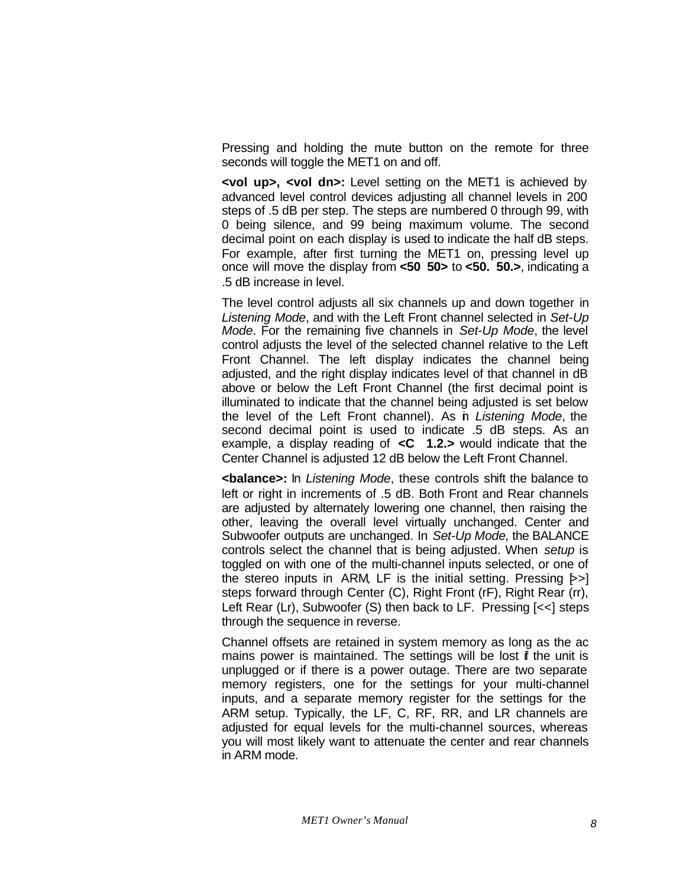Pressing and holding the mute button on the remote for three seconds will toggle the MET1 on and off.

**<vol up>, <vol dn>:** Level setting on the MET1 is achieved by advanced level control devices adjusting all channel levels in 200 steps of .5 dB per step. The steps are numbered 0 through 99, with 0 being silence, and 99 being maximum volume. The second decimal point on each display is used to indicate the half dB steps. For example, after first turning the MET1 on, pressing level up once will move the display from **<50 50>** to **<50. 50.>**, indicating a .5 dB increase in level.

The level control adjusts all six channels up and down together in *Listening Mode*, and with the Left Front channel selected in *Set-Up Mode*. For the remaining five channels in *Set-Up Mode*, the level control adjusts the level of the selected channel relative to the Left Front Channel. The left display indicates the channel being adjusted, and the right display indicates level of that channel in dB above or below the Left Front Channel (the first decimal point is illuminated to indicate that the channel being adjusted is set below the level of the Left Front channel). As in *Listening Mode*, the second decimal point is used to indicate .5 dB steps. As an example, a display reading of **<C 1.2.>** would indicate that the Center Channel is adjusted 12 dB below the Left Front Channel.

**<balance>:** In *Listening Mode*, these controls shift the balance to left or right in increments of .5 dB. Both Front and Rear channels are adjusted by alternately lowering one channel, then raising the other, leaving the overall level virtually unchanged. Center and Subwoofer outputs are unchanged. In *Set-Up Mode,* the BALANCE controls select the channel that is being adjusted. When *setup* is toggled on with one of the multi-channel inputs selected, or one of the stereo inputs in ARM, LF is the initial setting. Pressing [>>] steps forward through Center (C), Right Front (rF), Right Rear (rr), Left Rear (Lr), Subwoofer (S) then back to LF. Pressing [<<] steps through the sequence in reverse.

Channel offsets are retained in system memory as long as the ac mains power is maintained. The settings will be lost if the unit is unplugged or if there is a power outage. There are two separate memory registers, one for the settings for your multi-channel inputs, and a separate memory register for the settings for the ARM setup. Typically, the LF, C, RF, RR, and LR channels are adjusted for equal levels for the multi-channel sources, whereas you will most likely want to attenuate the center and rear channels in ARM mode.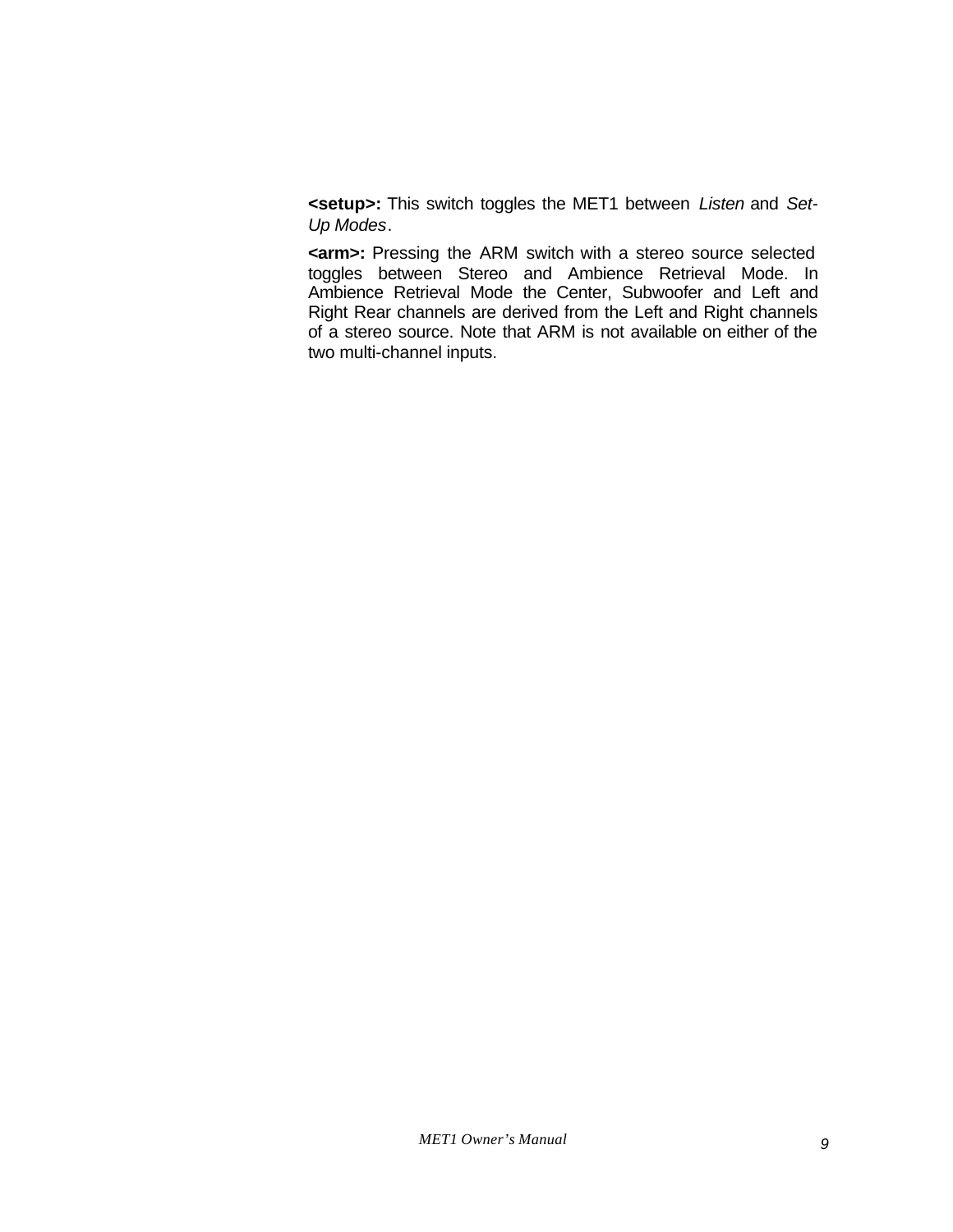**<setup>:** This switch toggles the MET1 between *Listen* and *Set-Up Modes*.

**<arm>:** Pressing the ARM switch with a stereo source selected toggles between Stereo and Ambience Retrieval Mode. In Ambience Retrieval Mode the Center, Subwoofer and Left and Right Rear channels are derived from the Left and Right channels of a stereo source. Note that ARM is not available on either of the two multi-channel inputs.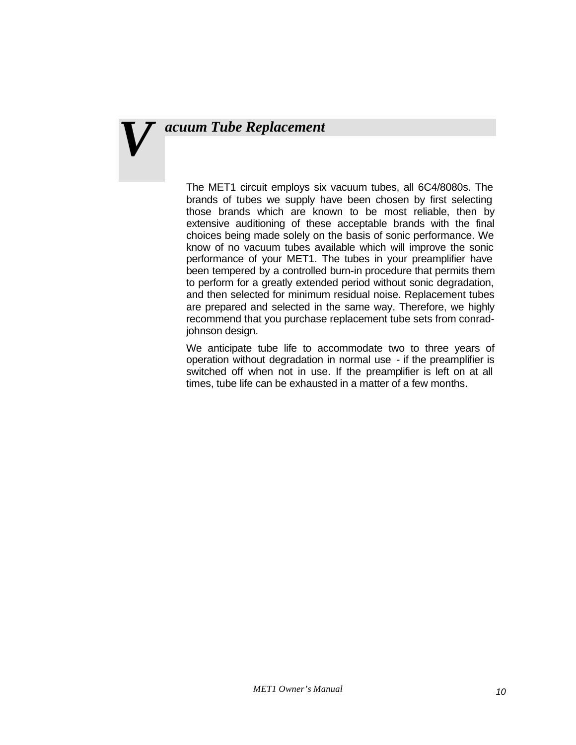# Vacuum Tube Replacement

The MET1 circuit employs six vacuum tubes, all 6C4/8080s. The brands of tubes we supply have been chosen by first selecting those brands which are known to be most reliable, then by extensive auditioning of these acceptable brands with the final choices being made solely on the basis of sonic performance. We know of no vacuum tubes available which will improve the sonic performance of your MET1. The tubes in your preamplifier have been tempered by a controlled burn-in procedure that permits them to perform for a greatly extended period without sonic degradation, and then selected for minimum residual noise. Replacement tubes are prepared and selected in the same way. Therefore, we highly recommend that you purchase replacement tube sets from conrad-johnson design.

We anticipate tube life to accommodate two to three years of operation without degradation in normal use - if the preamplifier is switched off when not in use. If the preamplifier is left on at all times, tube life can be exhausted in a matter of a few months.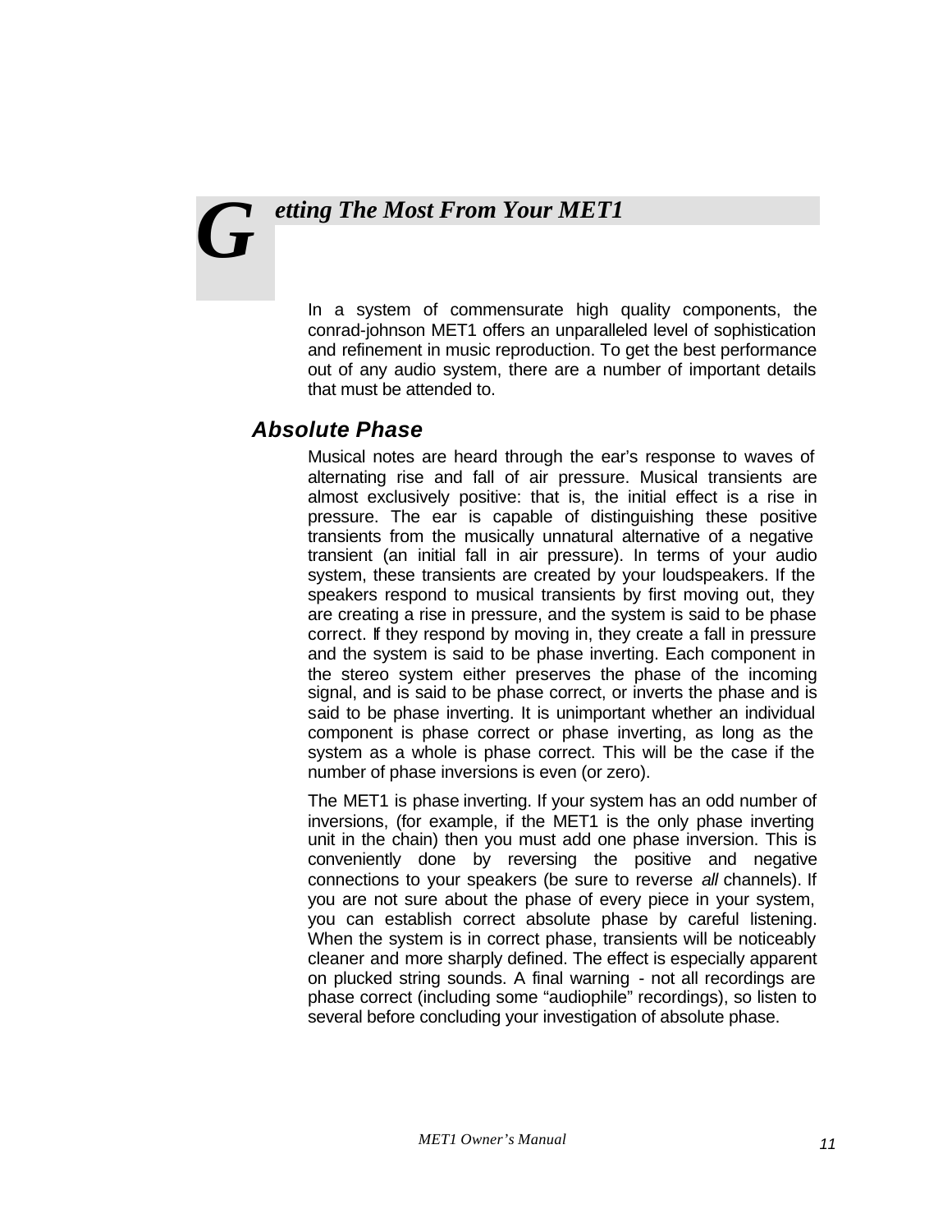# Getting The Most From Your MET1

In a system of commensurate high quality components, the conrad-johnson MET1 offers an unparalleled level of sophistication and refinement in music reproduction. To get the best performance out of any audio system, there are a number of important details that must be attended to.

## Absolute Phase

Musical notes are heard through the ear's response to waves of alternating rise and fall of air pressure. Musical transients are almost exclusively positive: that is, the initial effect is a rise in pressure. The ear is capable of distinguishing these positive transients from the musically unnatural alternative of a negative transient (an initial fall in air pressure). In terms of your audio system, these transients are created by your loudspeakers. If the speakers respond to musical transients by first moving out, they are creating a rise in pressure, and the system is said to be phase correct. If they respond by moving in, they create a fall in pressure and the system is said to be phase inverting. Each component in the stereo system either preserves the phase of the incoming signal, and is said to be phase correct, or inverts the phase and is said to be phase inverting. It is unimportant whether an individual component is phase correct or phase inverting, as long as the system as a whole is phase correct. This will be the case if the number of phase inversions is even (or zero).

The MET1 is phase inverting. If your system has an odd number of inversions, (for example, if the MET1 is the only phase inverting unit in the chain) then you must add one phase inversion. This is conveniently done by reversing the positive and negative connections to your speakers (be sure to reverse *all* channels). If you are not sure about the phase of every piece in your system, you can establish correct absolute phase by careful listening. When the system is in correct phase, transients will be noticeably cleaner and more sharply defined. The effect is especially apparent on plucked string sounds. A final warning - not all recordings are phase correct (including some "audiophile" recordings), so listen to several before concluding your investigation of absolute phase.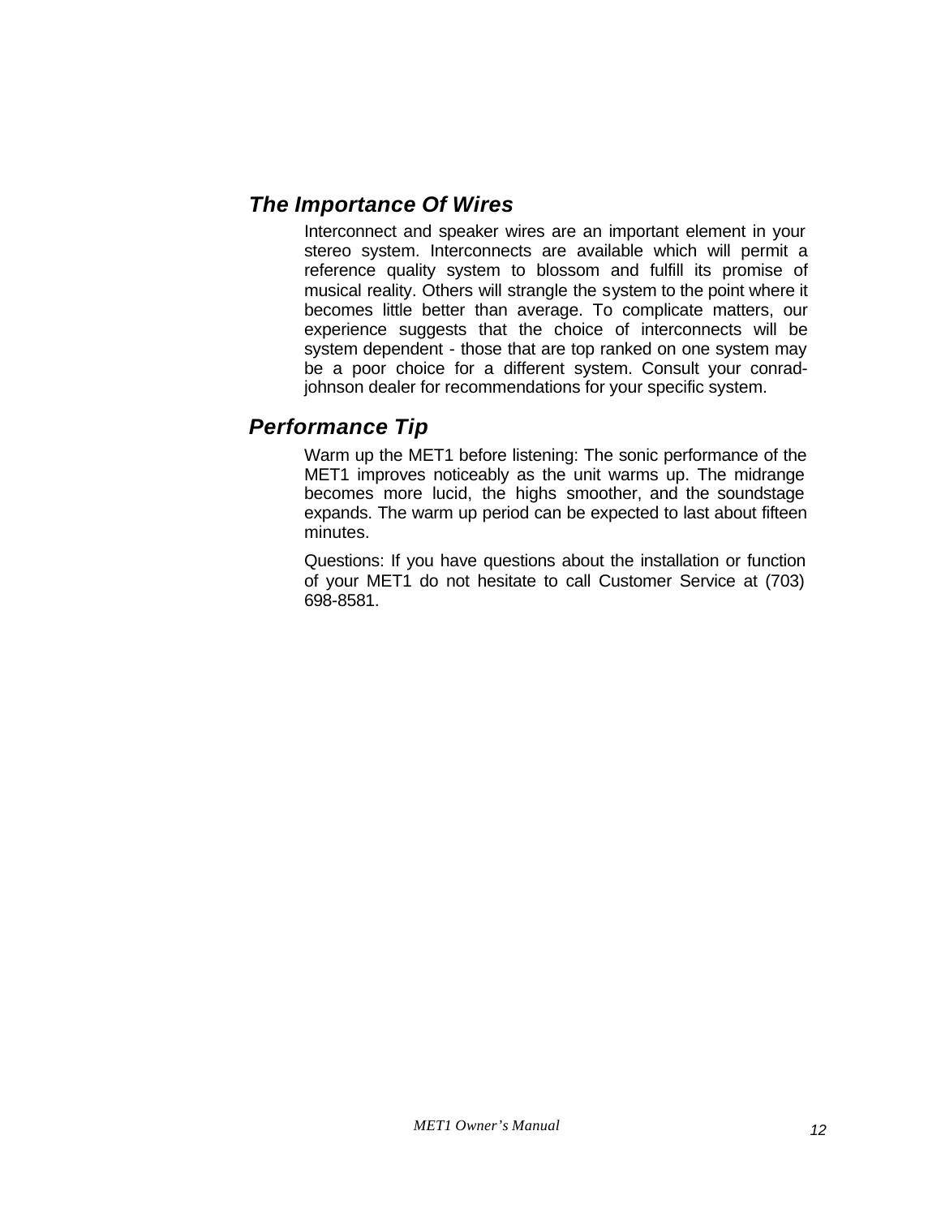## *The Importance Of Wires*

Interconnect and speaker wires are an important element in your stereo system. Interconnects are available which will permit a reference quality system to blossom and fulfill its promise of musical reality. Others will strangle the system to the point where it becomes little better than average. To complicate matters, our experience suggests that the choice of interconnects will be system dependent - those that are top ranked on one system may be a poor choice for a different system. Consult your conrad-johnson dealer for recommendations for your specific system.

## *Performance Tip*

Warm up the MET1 before listening: The sonic performance of the MET1 improves noticeably as the unit warms up. The midrange becomes more lucid, the highs smoother, and the soundstage expands. The warm up period can be expected to last about fifteen minutes.

Questions: If you have questions about the installation or function of your MET1 do not hesitate to call Customer Service at (703) 698-8581.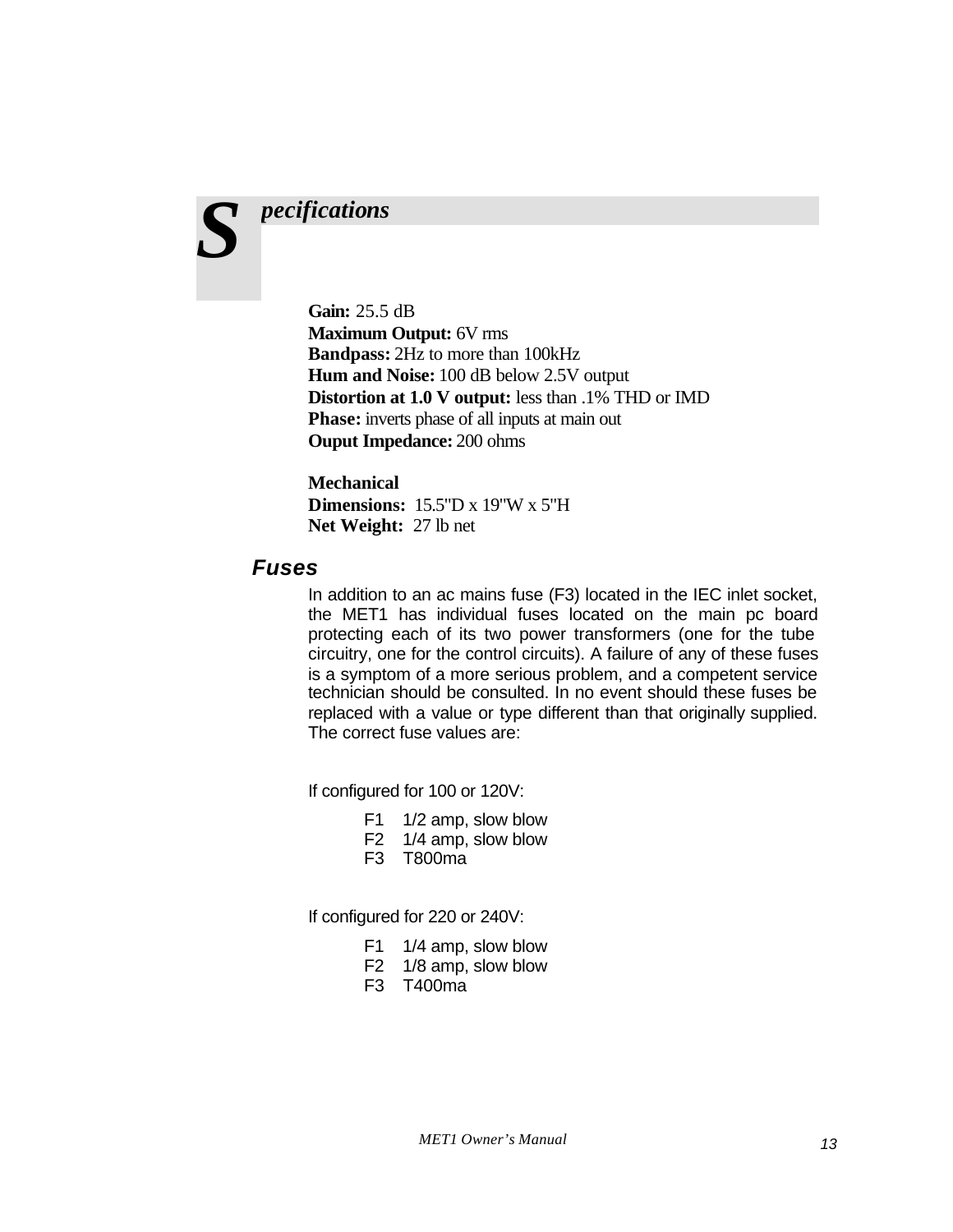# *Specifications*

**Gain:** 25.5 dB
**Maximum Output:** 6V rms
**Bandpass:** 2Hz to more than 100kHz
**Hum and Noise:** 100 dB below 2.5V output
**Distortion at 1.0 V output:** less than .1% THD or IMD
**Phase:** inverts phase of all inputs at main out
**Ouput Impedance:** 200 ohms

**Mechanical**
**Dimensions:** 15.5"D x 19"W x 5"H
**Net Weight:** 27 lb net

## *Fuses*

In addition to an ac mains fuse (F3) located in the IEC inlet socket, the MET1 has individual fuses located on the main pc board protecting each of its two power transformers (one for the tube circuitry, one for the control circuits). A failure of any of these fuses is a symptom of a more serious problem, and a competent service technician should be consulted. In no event should these fuses be replaced with a value or type different than that originally supplied. The correct fuse values are:

If configured for 100 or 120V:

- F1 1/2 amp, slow blow
- F2 1/4 amp, slow blow
- F3 T800ma

If configured for 220 or 240V:

- F1 1/4 amp, slow blow
- F2 1/8 amp, slow blow
- F3 T400ma